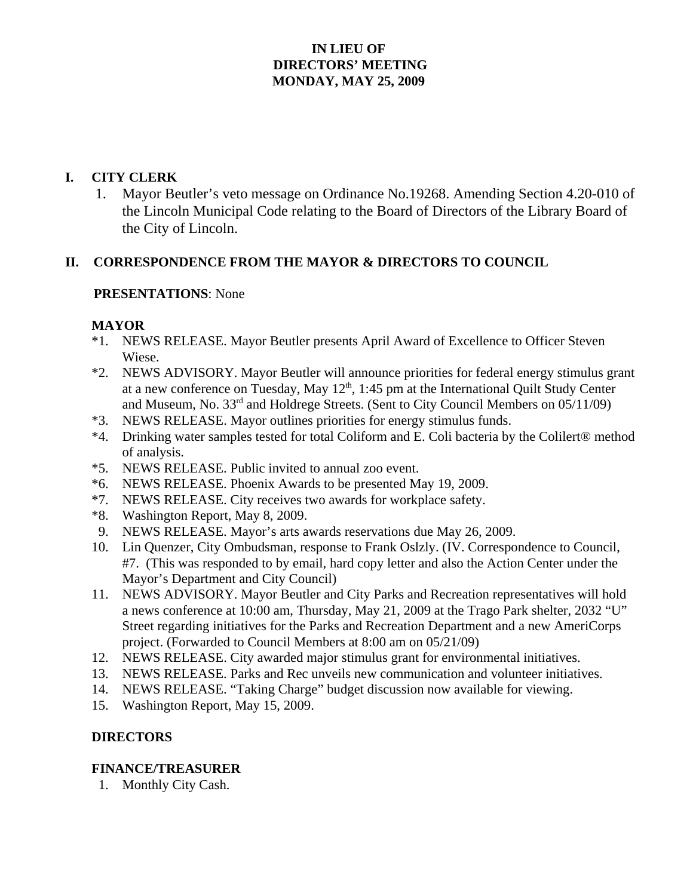# IN LIEU OF
# DIRECTORS' MEETING
# MONDAY, MAY 25, 2009

## I. CITY CLERK

1. Mayor Beutler's veto message on Ordinance No.19268. Amending Section 4.20-010 of the Lincoln Municipal Code relating to the Board of Directors of the Library Board of the City of Lincoln.

## II. CORRESPONDENCE FROM THE MAYOR & DIRECTORS TO COUNCIL

**PRESENTATIONS**: None

### MAYOR

*1. NEWS RELEASE. Mayor Beutler presents April Award of Excellence to Officer Steven Wiese.

*2. NEWS ADVISORY. Mayor Beutler will announce priorities for federal energy stimulus grant at a new conference on Tuesday, May 12th, 1:45 pm at the International Quilt Study Center and Museum, No. 33rd and Holdrege Streets. (Sent to City Council Members on 05/11/09)

*3. NEWS RELEASE. Mayor outlines priorities for energy stimulus funds.

*4. Drinking water samples tested for total Coliform and E. Coli bacteria by the Colilert® method of analysis.

*5. NEWS RELEASE. Public invited to annual zoo event.

*6. NEWS RELEASE. Phoenix Awards to be presented May 19, 2009.

*7. NEWS RELEASE. City receives two awards for workplace safety.

*8. Washington Report, May 8, 2009.

9. NEWS RELEASE. Mayor's arts awards reservations due May 26, 2009.
10. Lin Quenzer, City Ombudsman, response to Frank Oslzly. (IV. Correspondence to Council, #7. (This was responded to by email, hard copy letter and also the Action Center under the Mayor's Department and City Council)
11. NEWS ADVISORY. Mayor Beutler and City Parks and Recreation representatives will hold a news conference at 10:00 am, Thursday, May 21, 2009 at the Trago Park shelter, 2032 "U" Street regarding initiatives for the Parks and Recreation Department and a new AmeriCorps project. (Forwarded to Council Members at 8:00 am on 05/21/09)
12. NEWS RELEASE. City awarded major stimulus grant for environmental initiatives.
13. NEWS RELEASE. Parks and Rec unveils new communication and volunteer initiatives.
14. NEWS RELEASE. "Taking Charge" budget discussion now available for viewing.
15. Washington Report, May 15, 2009.

### DIRECTORS

### FINANCE/TREASURER

1. Monthly City Cash.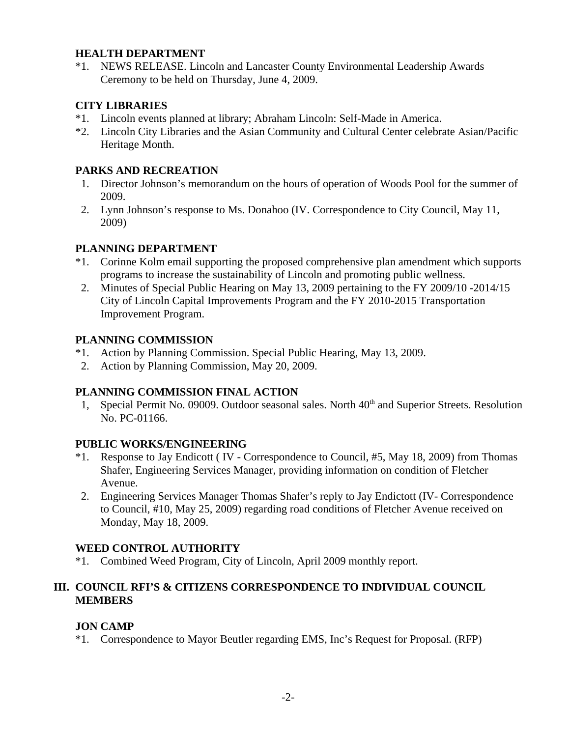**HEALTH DEPARTMENT**

*1. NEWS RELEASE. Lincoln and Lancaster County Environmental Leadership Awards Ceremony to be held on Thursday, June 4, 2009.

**CITY LIBRARIES**

*1. Lincoln events planned at library; Abraham Lincoln: Self-Made in America.
*2. Lincoln City Libraries and the Asian Community and Cultural Center celebrate Asian/Pacific Heritage Month.

**PARKS AND RECREATION**

1. Director Johnson's memorandum on the hours of operation of Woods Pool for the summer of 2009.
2. Lynn Johnson's response to Ms. Donahoo (IV. Correspondence to City Council, May 11, 2009)

**PLANNING DEPARTMENT**

*1. Corinne Kolm email supporting the proposed comprehensive plan amendment which supports programs to increase the sustainability of Lincoln and promoting public wellness.
2. Minutes of Special Public Hearing on May 13, 2009 pertaining to the FY 2009/10 -2014/15 City of Lincoln Capital Improvements Program and the FY 2010-2015 Transportation Improvement Program.

**PLANNING COMMISSION**

*1. Action by Planning Commission. Special Public Hearing, May 13, 2009.
2. Action by Planning Commission, May 20, 2009.

**PLANNING COMMISSION FINAL ACTION**

1, Special Permit No. 09009. Outdoor seasonal sales. North 40th and Superior Streets. Resolution No. PC-01166.

**PUBLIC WORKS/ENGINEERING**

*1. Response to Jay Endicott ( IV - Correspondence to Council, #5, May 18, 2009) from Thomas Shafer, Engineering Services Manager, providing information on condition of Fletcher Avenue.
2. Engineering Services Manager Thomas Shafer's reply to Jay Endictott (IV- Correspondence to Council, #10, May 25, 2009) regarding road conditions of Fletcher Avenue received on Monday, May 18, 2009.

**WEED CONTROL AUTHORITY**

*1. Combined Weed Program, City of Lincoln, April 2009 monthly report.

## III. COUNCIL RFI'S & CITIZENS CORRESPONDENCE TO INDIVIDUAL COUNCIL MEMBERS

**JON CAMP**

*1. Correspondence to Mayor Beutler regarding EMS, Inc's Request for Proposal. (RFP)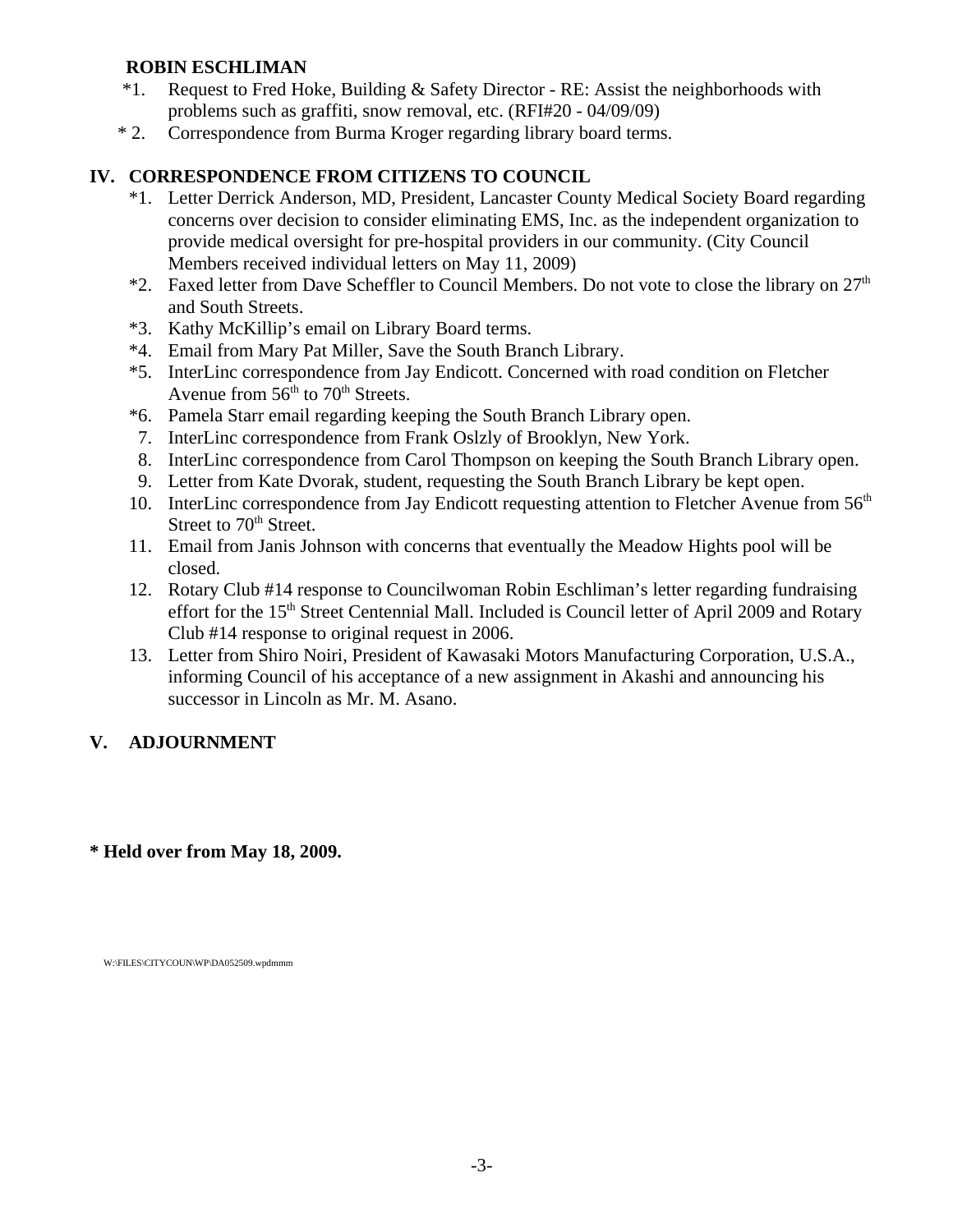**ROBIN ESCHLIMAN**

*1. Request to Fred Hoke, Building & Safety Director - RE: Assist the neighborhoods with problems such as graffiti, snow removal, etc. (RFI#20 - 04/09/09)

* 2. Correspondence from Burma Kroger regarding library board terms.

## IV. CORRESPONDENCE FROM CITIZENS TO COUNCIL

*1. Letter Derrick Anderson, MD, President, Lancaster County Medical Society Board regarding concerns over decision to consider eliminating EMS, Inc. as the independent organization to provide medical oversight for pre-hospital providers in our community. (City Council Members received individual letters on May 11, 2009)

*2. Faxed letter from Dave Scheffler to Council Members. Do not vote to close the library on 27th and South Streets.

*3. Kathy McKillip's email on Library Board terms.

*4. Email from Mary Pat Miller, Save the South Branch Library.

*5. InterLinc correspondence from Jay Endicott. Concerned with road condition on Fletcher Avenue from 56th to 70th Streets.

*6. Pamela Starr email regarding keeping the South Branch Library open.

7. InterLinc correspondence from Frank Oslzly of Brooklyn, New York.

8. InterLinc correspondence from Carol Thompson on keeping the South Branch Library open.

9. Letter from Kate Dvorak, student, requesting the South Branch Library be kept open.

10. InterLinc correspondence from Jay Endicott requesting attention to Fletcher Avenue from 56th Street to 70th Street.

11. Email from Janis Johnson with concerns that eventually the Meadow Hights pool will be closed.

12. Rotary Club #14 response to Councilwoman Robin Eschliman's letter regarding fundraising effort for the 15th Street Centennial Mall. Included is Council letter of April 2009 and Rotary Club #14 response to original request in 2006.

13. Letter from Shiro Noiri, President of Kawasaki Motors Manufacturing Corporation, U.S.A., informing Council of his acceptance of a new assignment in Akashi and announcing his successor in Lincoln as Mr. M. Asano.

## V. ADJOURNMENT

**\* Held over from May 18, 2009.**

W:\FILES\CITYCOUN\WP\DA052509.wpdmmm